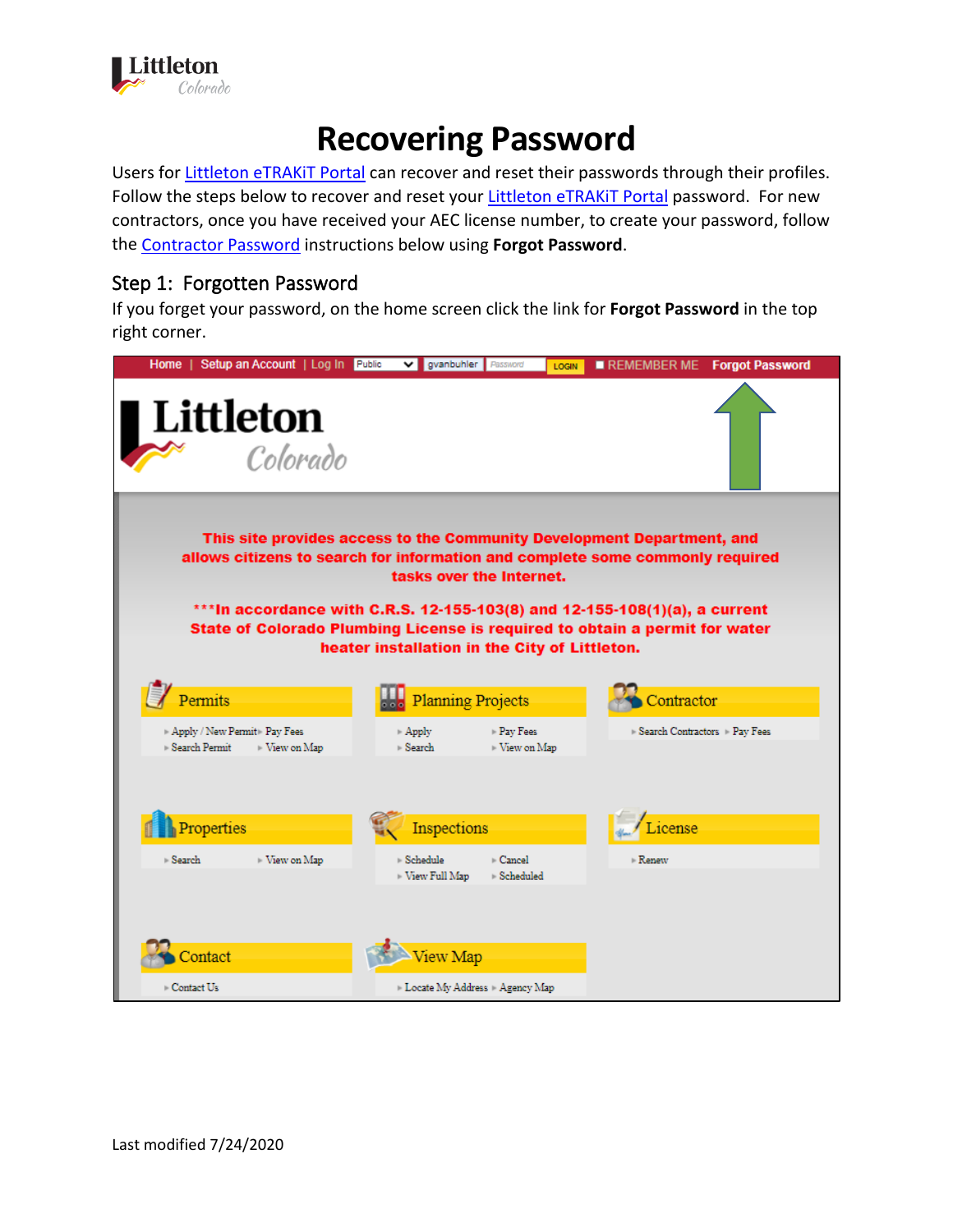# Recovering Password

Users for Littleton eTRAKiT Portal can recover and reset their passwords through their profiles. Follow the steps below to recover and reset your Littleton eTRAKiT Portal password. For new contractors, once you have received your AEC license number, to create your password, follow the Contractor Password instructions below using **Forgot Password**.

## Step 1: Forgotten Password

If you forget your password, on the home screen click the link for **Forgot Password** in the top right corner.

Last modified 7/24/2020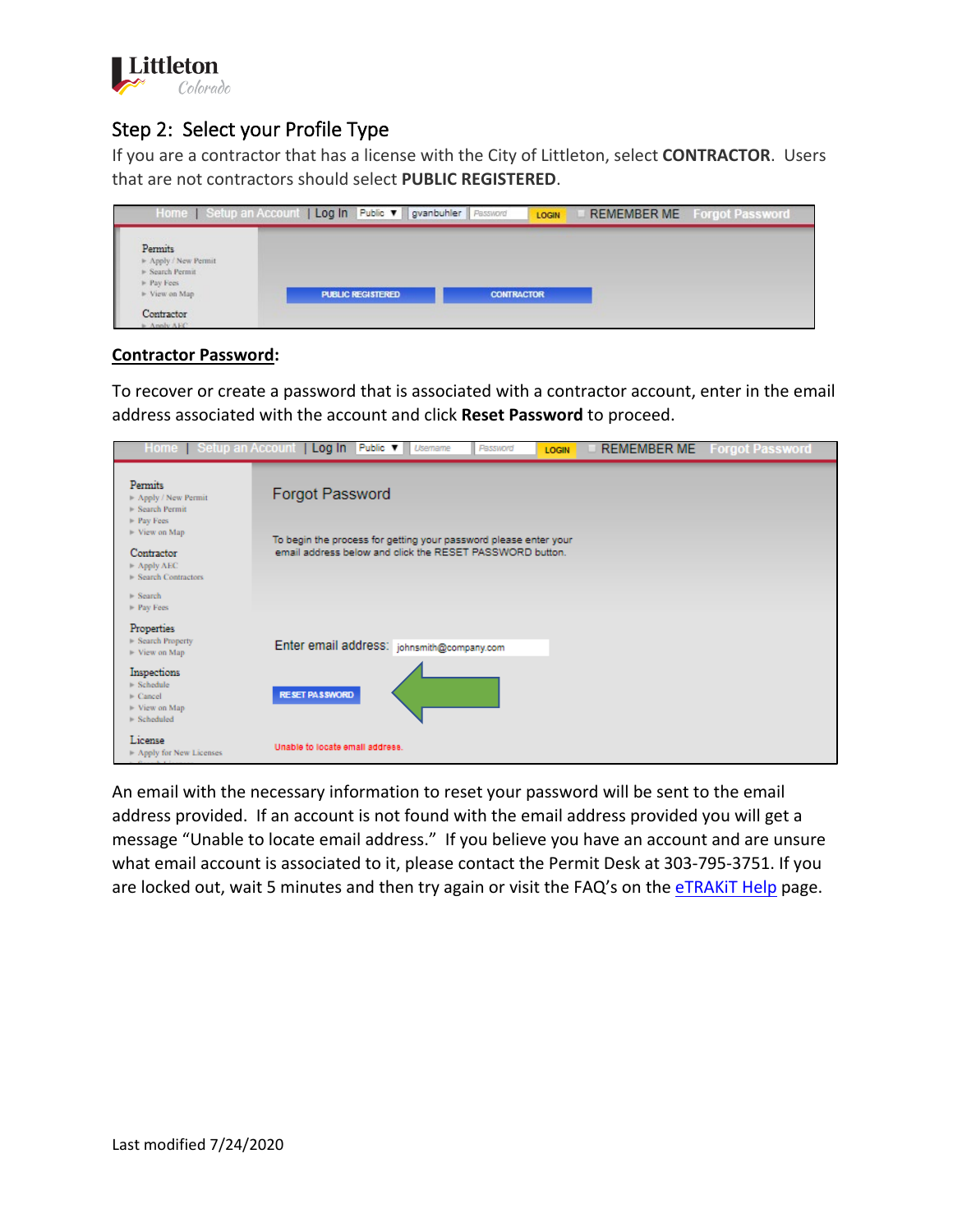## Step 2: Select your Profile Type

If you are a contractor that has a license with the City of Littleton, select **CONTRACTOR**. Users that are not contractors should select **PUBLIC REGISTERED**.

**Contractor Password:**

To recover or create a password that is associated with a contractor account, enter in the email address associated with the account and click **Reset Password** to proceed.

An email with the necessary information to reset your password will be sent to the email address provided. If an account is not found with the email address provided you will get a message "Unable to locate email address." If you believe you have an account and are unsure what email account is associated to it, please contact the Permit Desk at 303-795-3751. If you are locked out, wait 5 minutes and then try again or visit the FAQ's on the [eTRAKiT Help]() page.

Last modified 7/24/2020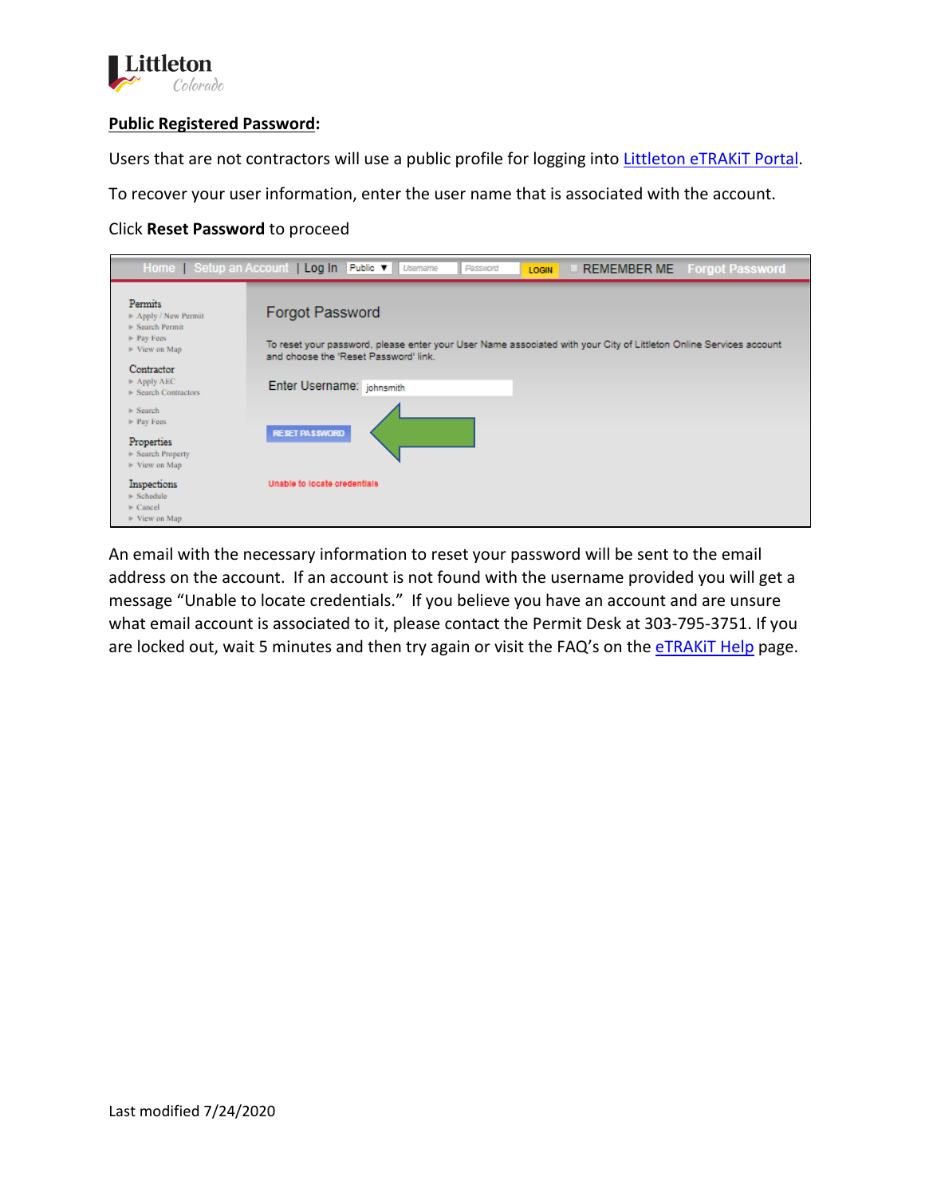**Public Registered Password**:

Users that are not contractors will use a public profile for logging into Littleton eTRAKiT Portal.

To recover your user information, enter the user name that is associated with the account.

Click **Reset Password** to proceed

An email with the necessary information to reset your password will be sent to the email address on the account. If an account is not found with the username provided you will get a message "Unable to locate credentials." If you believe you have an account and are unsure what email account is associated to it, please contact the Permit Desk at 303-795-3751. If you are locked out, wait 5 minutes and then try again or visit the FAQ's on the eTRAKiT Help page.

Last modified 7/24/2020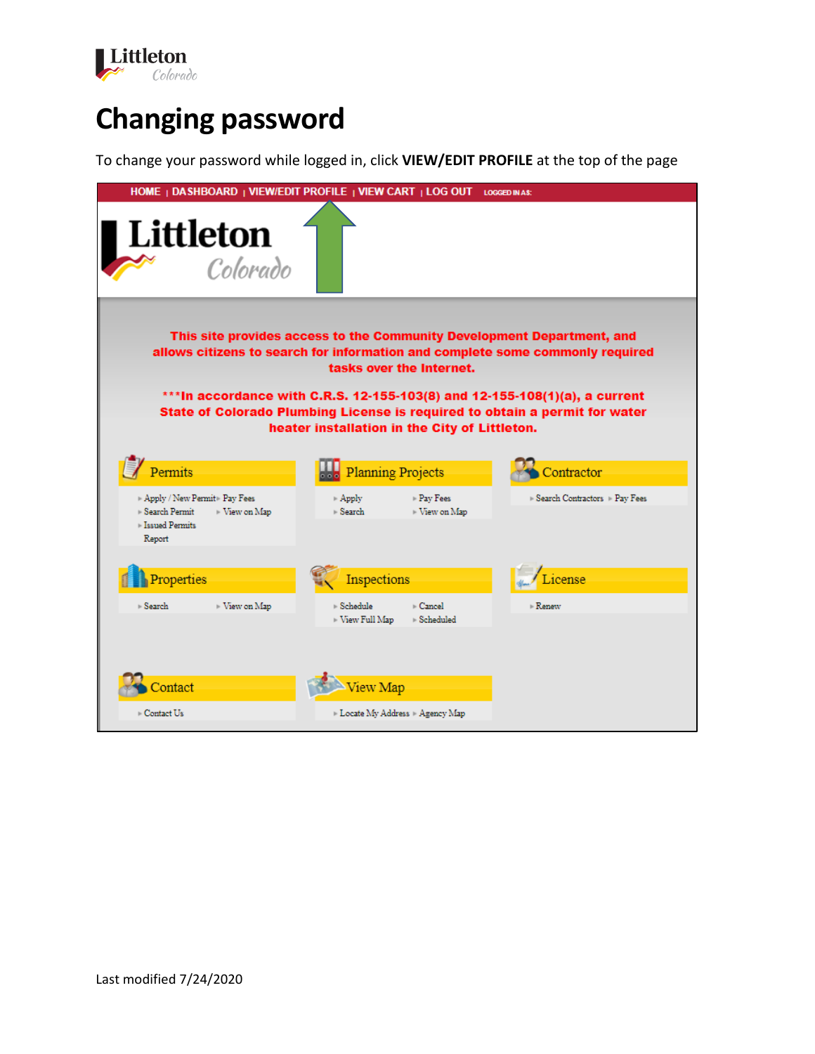# Changing password

To change your password while logged in, click **VIEW/EDIT PROFILE** at the top of the page

HOME | DASHBOARD | VIEW/EDIT PROFILE | VIEW CART | LOG OUT LOGGED IN AS:

Littleton Colorado

This site provides access to the Community Development Department, and allows citizens to search for information and complete some commonly required tasks over the Internet.

***In accordance with C.R.S. 12-155-103(8) and 12-155-108(1)(a), a current State of Colorado Plumbing License is required to obtain a permit for water heater installation in the City of Littleton.

**Permits**
- Apply / New Permit
- Pay Fees
- Search Permit
- View on Map
- Issued Permits Report

**Planning Projects**
- Apply
- Pay Fees
- Search
- View on Map

**Contractor**
- Search Contractors
- Pay Fees

**Properties**
- Search
- View on Map

**Inspections**
- Schedule
- Cancel
- View Full Map
- Scheduled

**License**
- Renew

**Contact**
- Contact Us

**View Map**
- Locate My Address
- Agency Map

Last modified 7/24/2020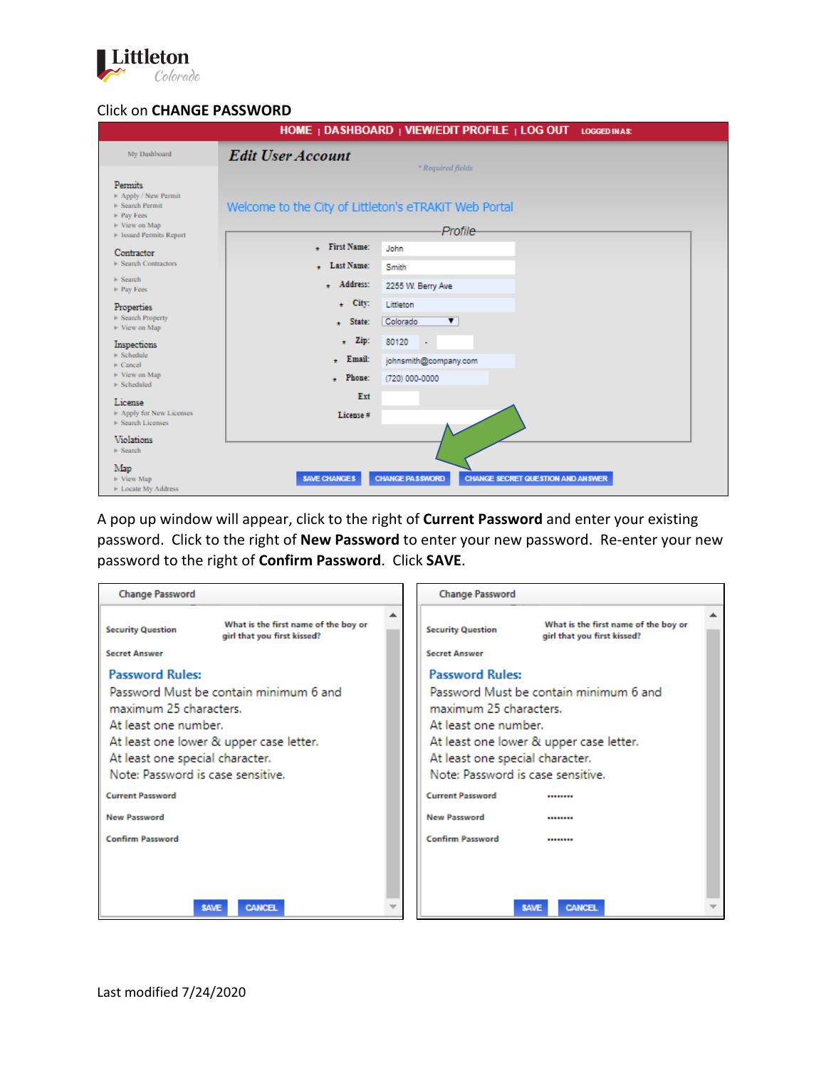Click on **CHANGE PASSWORD**

HOME | DASHBOARD | VIEW/EDIT PROFILE | LOG OUT   LOGGED IN AS:

My Dashboard

Permits
- Apply / New Permit
- Search Permit
- Pay Fees
- View on Map
- Issued Permits Report

Contractor
- Search Contractors
- Search
- Pay Fees

Properties
- Search Property
- View on Map

Inspections
- Schedule
- Cancel
- View on Map
- Scheduled

License
- Apply for New Licenses
- Search Licenses

Violations
- Search

Map
- View Map
- Locate My Address

*Edit User Account*

* Required fields

Welcome to the City of Littleton's eTRAKiT Web Portal

Profile

| | |
|---|---|
| * First Name: | John |
| * Last Name: | Smith |
| * Address: | 2255 W. Berry Ave |
| * City: | Littleton |
| * State: | Colorado |
| * Zip: | 80120 - |
| * Email: | johnsmith@company.com |
| * Phone: | (720) 000-0000 |
| Ext | |
| License # | |

SAVE CHANGES | CHANGE PASSWORD | CHANGE SECRET QUESTION AND ANSWER

A pop up window will appear, click to the right of **Current Password** and enter your existing password. Click to the right of **New Password** to enter your new password. Re-enter your new password to the right of **Confirm Password**. Click **SAVE**.

Change Password

Security Question — What is the first name of the boy or girl that you first kissed?

Secret Answer

**Password Rules:**

Password Must be contain minimum 6 and maximum 25 characters.
At least one number.
At least one lower & upper case letter.
At least one special character.
Note: Password is case sensitive.

Current Password

New Password

Confirm Password

SAVE | CANCEL

Change Password

Security Question — What is the first name of the boy or girl that you first kissed?

Secret Answer

**Password Rules:**

Password Must be contain minimum 6 and maximum 25 characters.
At least one number.
At least one lower & upper case letter.
At least one special character.
Note: Password is case sensitive.

Current Password ••••••••

New Password ••••••••

Confirm Password ••••••••

SAVE | CANCEL

Last modified 7/24/2020